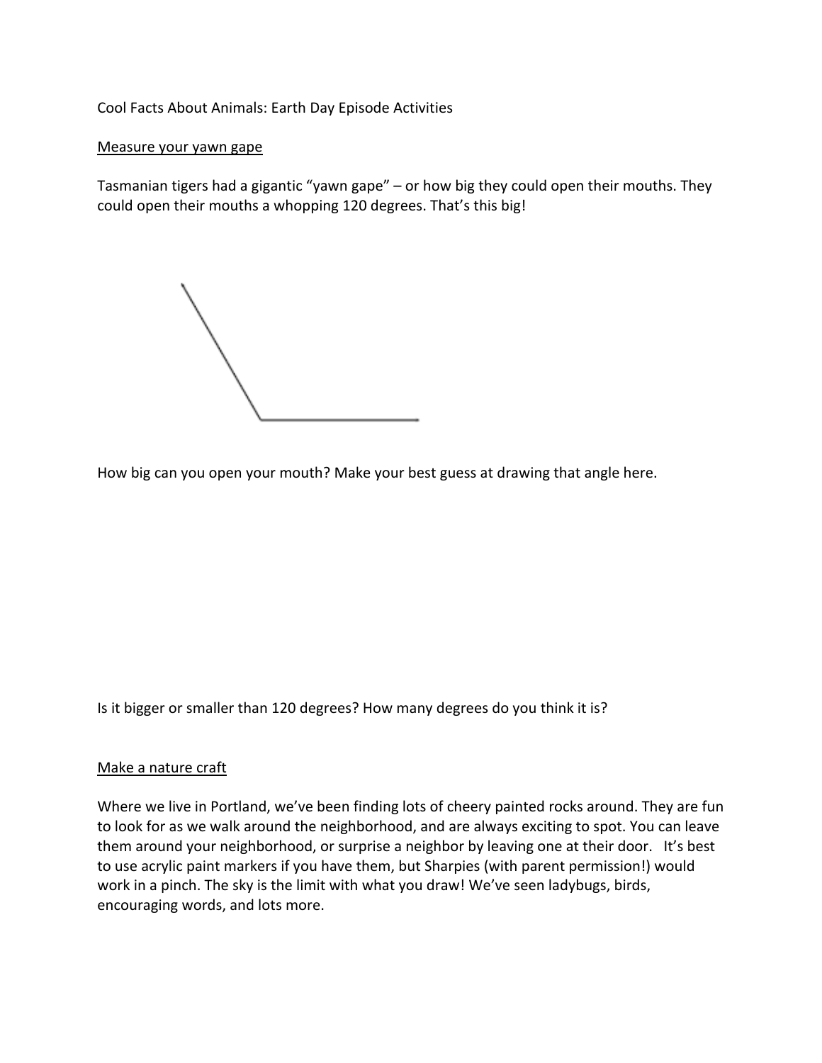Cool Facts About Animals: Earth Day Episode Activities

## Measure your yawn gape

Tasmanian tigers had a gigantic "yawn gape" – or how big they could open their mouths. They could open their mouths a whopping 120 degrees. That's this big!

How big can you open your mouth? Make your best guess at drawing that angle here.

Is it bigger or smaller than 120 degrees? How many degrees do you think it is?

## Make a nature craft

Where we live in Portland, we've been finding lots of cheery painted rocks around. They are fun to look for as we walk around the neighborhood, and are always exciting to spot. You can leave them around your neighborhood, or surprise a neighbor by leaving one at their door. It's best to use acrylic paint markers if you have them, but Sharpies (with parent permission!) would work in a pinch. The sky is the limit with what you draw! We've seen ladybugs, birds, encouraging words, and lots more.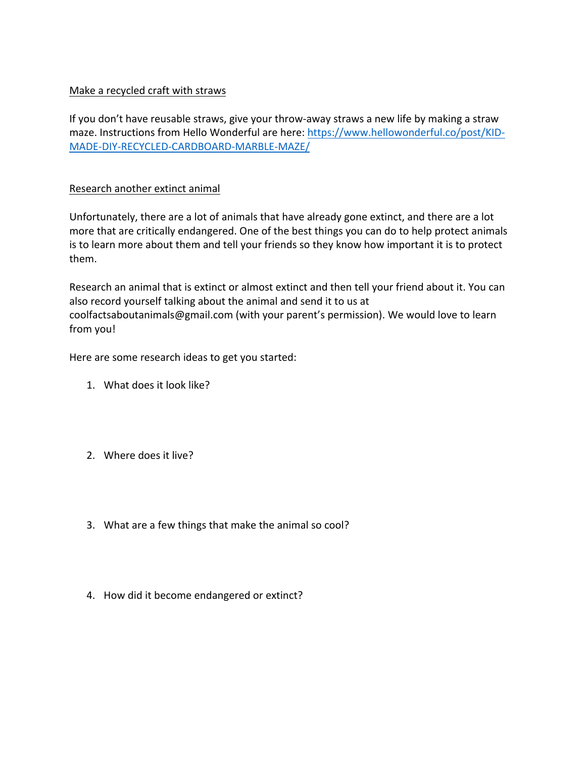Make a recycled craft with straws

If you don't have reusable straws, give your throw-away straws a new life by making a straw maze. Instructions from Hello Wonderful are here: https://www.hellowonderful.co/post/KID-MADE-DIY-RECYCLED-CARDBOARD-MARBLE-MAZE/

Research another extinct animal

Unfortunately, there are a lot of animals that have already gone extinct, and there are a lot more that are critically endangered. One of the best things you can do to help protect animals is to learn more about them and tell your friends so they know how important it is to protect them.

Research an animal that is extinct or almost extinct and then tell your friend about it. You can also record yourself talking about the animal and send it to us at coolfactsaboutanimals@gmail.com (with your parent's permission). We would love to learn from you!

Here are some research ideas to get you started:

1. What does it look like?

2. Where does it live?

3. What are a few things that make the animal so cool?

4. How did it become endangered or extinct?